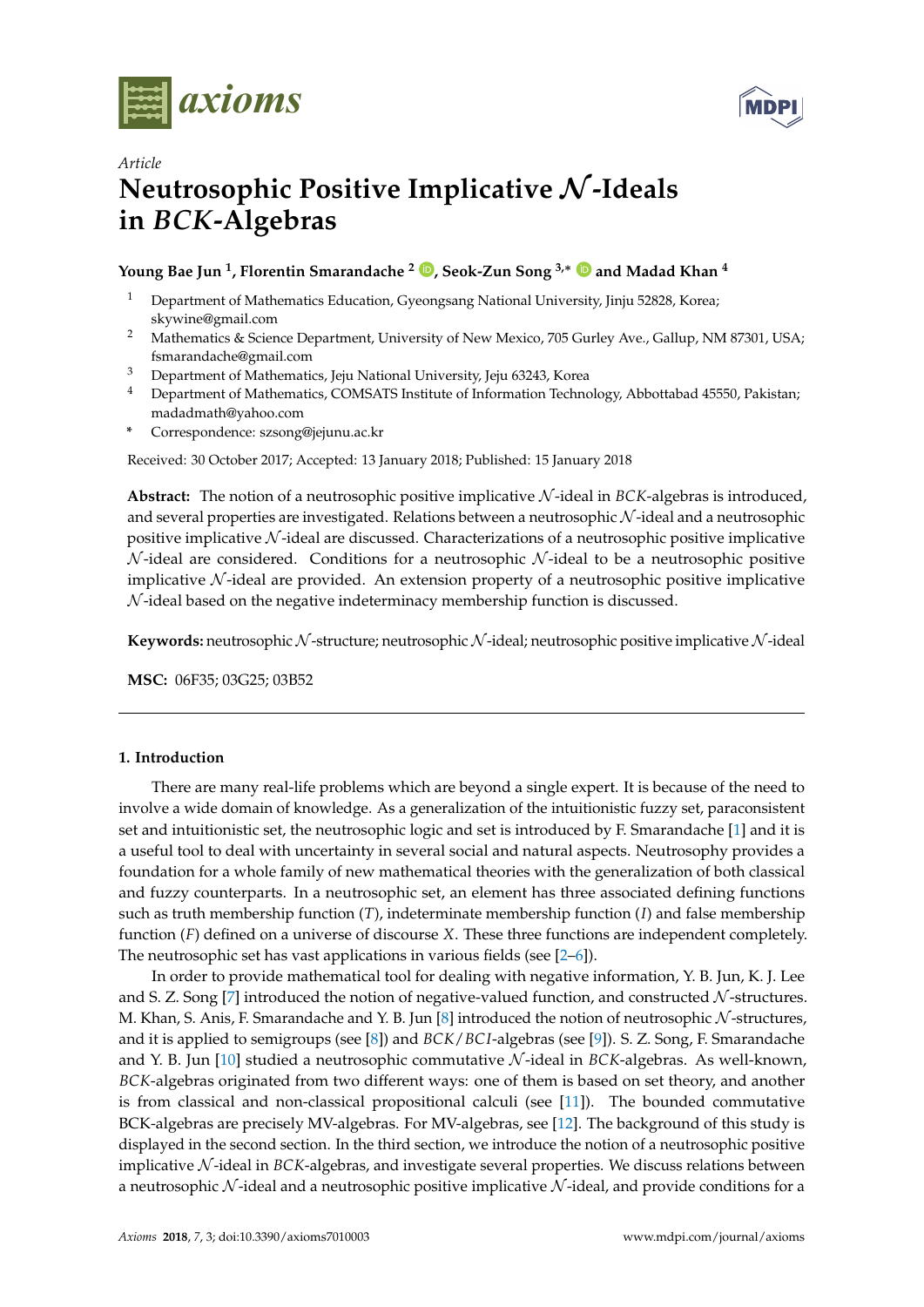Article

# Neutrosophic Positive Implicative $\mathcal{N}$-Ideals in *BCK*-Algebras

**Young Bae Jun [1], Florentin Smarandache [2], Seok-Zun Song [3,*] and Madad Khan [4]**

[1] Department of Mathematics Education, Gyeongsang National University, Jinju 52828, Korea; skywine@gmail.com

[2] Mathematics & Science Department, University of New Mexico, 705 Gurley Ave., Gallup, NM 87301, USA; fsmarandache@gmail.com

[3] Department of Mathematics, Jeju National University, Jeju 63243, Korea

[4] Department of Mathematics, COMSATS Institute of Information Technology, Abbottabad 45550, Pakistan; madadmath@yahoo.com

* Correspondence: szsong@jejunu.ac.kr

Received: 30 October 2017; Accepted: 13 January 2018; Published: 15 January 2018

**Abstract:** The notion of a neutrosophic positive implicative $\mathcal{N}$-ideal in *BCK*-algebras is introduced, and several properties are investigated. Relations between a neutrosophic $\mathcal{N}$-ideal and a neutrosophic positive implicative $\mathcal{N}$-ideal are discussed. Characterizations of a neutrosophic positive implicative $\mathcal{N}$-ideal are considered. Conditions for a neutrosophic $\mathcal{N}$-ideal to be a neutrosophic positive implicative $\mathcal{N}$-ideal are provided. An extension property of a neutrosophic positive implicative $\mathcal{N}$-ideal based on the negative indeterminacy membership function is discussed.

**Keywords:** neutrosophic $\mathcal{N}$-structure; neutrosophic $\mathcal{N}$-ideal; neutrosophic positive implicative $\mathcal{N}$-ideal

**MSC:** 06F35; 03G25; 03B52

## 1. Introduction

There are many real-life problems which are beyond a single expert. It is because of the need to involve a wide domain of knowledge. As a generalization of the intuitionistic fuzzy set, paraconsistent set and intuitionistic set, the neutrosophic logic and set is introduced by F. Smarandache [1] and it is a useful tool to deal with uncertainty in several social and natural aspects. Neutrosophy provides a foundation for a whole family of new mathematical theories with the generalization of both classical and fuzzy counterparts. In a neutrosophic set, an element has three associated defining functions such as truth membership function ($T$), indeterminate membership function ($I$) and false membership function ($F$) defined on a universe of discourse $X$. These three functions are independent completely. The neutrosophic set has vast applications in various fields (see [2–6]).

In order to provide mathematical tool for dealing with negative information, Y. B. Jun, K. J. Lee and S. Z. Song [7] introduced the notion of negative-valued function, and constructed $\mathcal{N}$-structures. M. Khan, S. Anis, F. Smarandache and Y. B. Jun [8] introduced the notion of neutrosophic $\mathcal{N}$-structures, and it is applied to semigroups (see [8]) and *BCK*/*BCI*-algebras (see [9]). S. Z. Song, F. Smarandache and Y. B. Jun [10] studied a neutrosophic commutative $\mathcal{N}$-ideal in *BCK*-algebras. As well-known, *BCK*-algebras originated from two different ways: one of them is based on set theory, and another is from classical and non-classical propositional calculi (see [11]). The bounded commutative BCK-algebras are precisely MV-algebras. For MV-algebras, see [12]. The background of this study is displayed in the second section. In the third section, we introduce the notion of a neutrosophic positive implicative $\mathcal{N}$-ideal in *BCK*-algebras, and investigate several properties. We discuss relations between a neutrosophic $\mathcal{N}$-ideal and a neutrosophic positive implicative $\mathcal{N}$-ideal, and provide conditions for a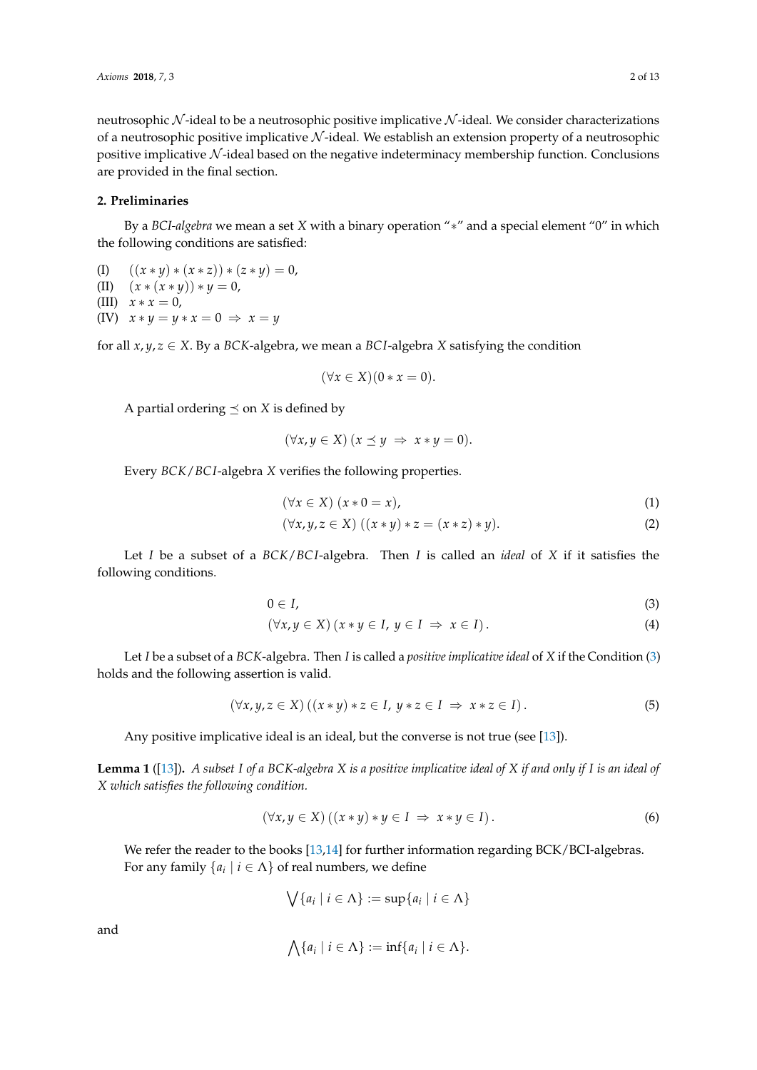neutrosophic $\mathcal{N}$-ideal to be a neutrosophic positive implicative $\mathcal{N}$-ideal. We consider characterizations of a neutrosophic positive implicative $\mathcal{N}$-ideal. We establish an extension property of a neutrosophic positive implicative $\mathcal{N}$-ideal based on the negative indeterminacy membership function. Conclusions are provided in the final section.

## 2. Preliminaries

By a *BCI-algebra* we mean a set $X$ with a binary operation "$*$" and a special element "0" in which the following conditions are satisfied:

(I) $((x * y) * (x * z)) * (z * y) = 0$,
(II) $(x * (x * y)) * y = 0$,
(III) $x * x = 0$,
(IV) $x * y = y * x = 0 \Rightarrow x = y$

for all $x, y, z \in X$. By a $BCK$-algebra, we mean a $BCI$-algebra $X$ satisfying the condition

$$(\forall x \in X)(0 * x = 0).$$

A partial ordering $\preceq$ on $X$ is defined by

$$(\forall x, y \in X)\,(x \preceq y \;\Rightarrow\; x * y = 0).$$

Every $BCK/BCI$-algebra $X$ verifies the following properties.

$$(\forall x \in X)\;(x * 0 = x), \tag{1}$$

$$(\forall x, y, z \in X)\;((x * y) * z = (x * z) * y). \tag{2}$$

Let $I$ be a subset of a $BCK/BCI$-algebra. Then $I$ is called an *ideal* of $X$ if it satisfies the following conditions.

$$0 \in I, \tag{3}$$

$$(\forall x, y \in X)\,(x * y \in I,\; y \in I \;\Rightarrow\; x \in I)\,. \tag{4}$$

Let $I$ be a subset of a $BCK$-algebra. Then $I$ is called a *positive implicative ideal* of $X$ if the Condition (3) holds and the following assertion is valid.

$$(\forall x, y, z \in X)\,((x * y) * z \in I,\; y * z \in I \;\Rightarrow\; x * z \in I)\,. \tag{5}$$

Any positive implicative ideal is an ideal, but the converse is not true (see [13]).

**Lemma 1** ([13]). *A subset $I$ of a BCK-algebra $X$ is a positive implicative ideal of $X$ if and only if $I$ is an ideal of $X$ which satisfies the following condition.*

$$(\forall x, y \in X)\,((x * y) * y \in I \;\Rightarrow\; x * y \in I)\,. \tag{6}$$

We refer the reader to the books [13,14] for further information regarding BCK/BCI-algebras.

For any family $\{a_i \mid i \in \Lambda\}$ of real numbers, we define

$$\bigvee \{a_i \mid i \in \Lambda\} := \sup\{a_i \mid i \in \Lambda\}$$

and

$$\bigwedge \{a_i \mid i \in \Lambda\} := \inf\{a_i \mid i \in \Lambda\}.$$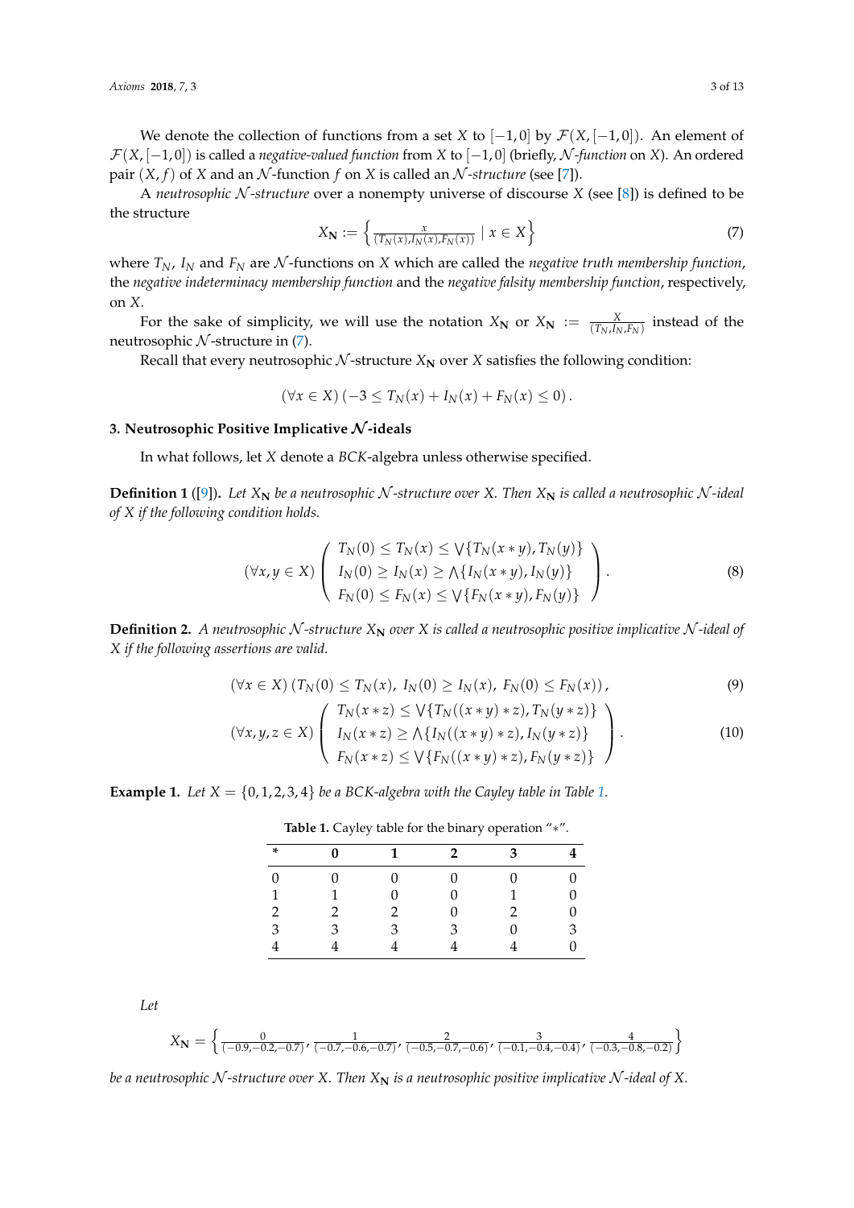We denote the collection of functions from a set $X$ to $[-1, 0]$ by $\mathcal{F}(X, [-1, 0])$. An element of $\mathcal{F}(X, [-1, 0])$ is called a *negative-valued function* from $X$ to $[-1, 0]$ (briefly, $\mathcal{N}$*-function* on $X$). An ordered pair $(X, f)$ of $X$ and an $\mathcal{N}$-function $f$ on $X$ is called an $\mathcal{N}$*-structure* (see [7]).

A *neutrosophic* $\mathcal{N}$*-structure* over a nonempty universe of discourse $X$ (see [8]) is defined to be the structure

$$X_{\mathbf{N}} := \left\{ \frac{x}{(T_N(x), I_N(x), F_N(x))} \mid x \in X \right\} \tag{7}$$

where $T_N$, $I_N$ and $F_N$ are $\mathcal{N}$-functions on $X$ which are called the *negative truth membership function*, the *negative indeterminacy membership function* and the *negative falsity membership function*, respectively, on $X$.

For the sake of simplicity, we will use the notation $X_{\mathbf{N}}$ or $X_{\mathbf{N}} := \frac{X}{(T_N, I_N, F_N)}$ instead of the neutrosophic $\mathcal{N}$-structure in (7).

Recall that every neutrosophic $\mathcal{N}$-structure $X_{\mathbf{N}}$ over $X$ satisfies the following condition:

$$(\forall x \in X) \left( -3 \le T_N(x) + I_N(x) + F_N(x) \le 0 \right).$$

## 3. Neutrosophic Positive Implicative $\mathcal{N}$-ideals

In what follows, let $X$ denote a $BCK$-algebra unless otherwise specified.

**Definition 1** ([9])**.** *Let $X_{\mathbf{N}}$ be a neutrosophic $\mathcal{N}$-structure over $X$. Then $X_{\mathbf{N}}$ is called a neutrosophic $\mathcal{N}$-ideal of $X$ if the following condition holds.*

$$(\forall x, y \in X) \left( \begin{array}{l} T_N(0) \le T_N(x) \le \bigvee\{T_N(x * y), T_N(y)\} \\ I_N(0) \ge I_N(x) \ge \bigwedge\{I_N(x * y), I_N(y)\} \\ F_N(0) \le F_N(x) \le \bigvee\{F_N(x * y), F_N(y)\} \end{array} \right). \tag{8}$$

**Definition 2.** *A neutrosophic $\mathcal{N}$-structure $X_{\mathbf{N}}$ over $X$ is called a neutrosophic positive implicative $\mathcal{N}$-ideal of $X$ if the following assertions are valid.*

$$(\forall x \in X) \left( T_N(0) \le T_N(x),\ I_N(0) \ge I_N(x),\ F_N(0) \le F_N(x) \right), \tag{9}$$

$$(\forall x, y, z \in X) \left( \begin{array}{l} T_N(x * z) \le \bigvee\{T_N((x * y) * z), T_N(y * z)\} \\ I_N(x * z) \ge \bigwedge\{I_N((x * y) * z), I_N(y * z)\} \\ F_N(x * z) \le \bigvee\{F_N((x * y) * z), F_N(y * z)\} \end{array} \right). \tag{10}$$

**Example 1.** *Let $X = \{0, 1, 2, 3, 4\}$ be a BCK-algebra with the Cayley table in Table 1.*

**Table 1.** Cayley table for the binary operation "$*$".

| * | 0 | 1 | 2 | 3 | 4 |
|---|---|---|---|---|---|
| 0 | 0 | 0 | 0 | 0 | 0 |
| 1 | 1 | 0 | 0 | 1 | 0 |
| 2 | 2 | 2 | 0 | 2 | 0 |
| 3 | 3 | 3 | 3 | 0 | 3 |
| 4 | 4 | 4 | 4 | 4 | 0 |

*Let*

$$X_{\mathbf{N}} = \left\{ \frac{0}{(-0.9, -0.2, -0.7)}, \frac{1}{(-0.7, -0.6, -0.7)}, \frac{2}{(-0.5, -0.7, -0.6)}, \frac{3}{(-0.1, -0.4, -0.4)}, \frac{4}{(-0.3, -0.8, -0.2)} \right\}$$

*be a neutrosophic $\mathcal{N}$-structure over $X$. Then $X_{\mathbf{N}}$ is a neutrosophic positive implicative $\mathcal{N}$-ideal of $X$.*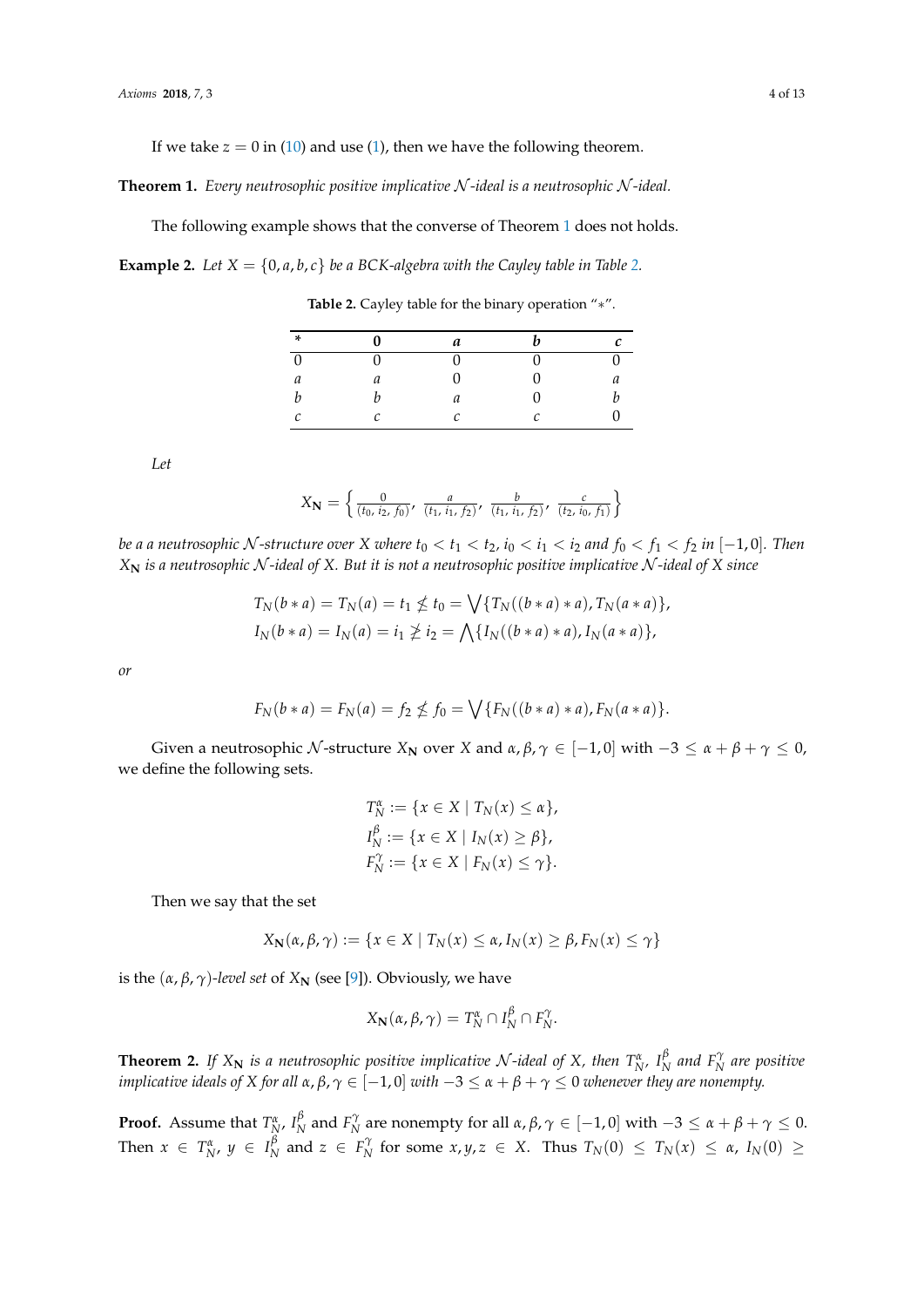If we take $z = 0$ in (10) and use (1), then we have the following theorem.

**Theorem 1.** *Every neutrosophic positive implicative $\mathcal{N}$-ideal is a neutrosophic $\mathcal{N}$-ideal.*

The following example shows that the converse of Theorem 1 does not holds.

**Example 2.** *Let $X = \{0, a, b, c\}$ be a BCK-algebra with the Cayley table in Table 2.*

**Table 2.** Cayley table for the binary operation "$*$".

| * | 0 | a | b | c |
|---|---|---|---|---|
| 0 | 0 | 0 | 0 | 0 |
| a | a | 0 | 0 | a |
| b | b | a | 0 | b |
| c | c | c | c | 0 |

*Let*

$$X_{\mathbf{N}} = \left\{ \frac{0}{(t_0,\, i_2,\, f_0)},\ \frac{a}{(t_1,\, i_1,\, f_2)},\ \frac{b}{(t_1,\, i_1,\, f_2)},\ \frac{c}{(t_2,\, i_0,\, f_1)} \right\}$$

*be a a neutrosophic $\mathcal{N}$-structure over $X$ where $t_0 < t_1 < t_2$, $i_0 < i_1 < i_2$ and $f_0 < f_1 < f_2$ in $[-1, 0]$. Then $X_{\mathbf{N}}$ is a neutrosophic $\mathcal{N}$-ideal of $X$. But it is not a neutrosophic positive implicative $\mathcal{N}$-ideal of $X$ since*

$$T_N(b * a) = T_N(a) = t_1 \not\leq t_0 = \bigvee\{T_N((b * a) * a), T_N(a * a)\},$$
$$I_N(b * a) = I_N(a) = i_1 \not\geq i_2 = \bigwedge\{I_N((b * a) * a), I_N(a * a)\},$$

*or*

$$F_N(b * a) = F_N(a) = f_2 \not\leq f_0 = \bigvee\{F_N((b * a) * a), F_N(a * a)\}.$$

Given a neutrosophic $\mathcal{N}$-structure $X_{\mathbf{N}}$ over $X$ and $\alpha, \beta, \gamma \in [-1, 0]$ with $-3 \leq \alpha + \beta + \gamma \leq 0$, we define the following sets.

$$T_N^{\alpha} := \{x \in X \mid T_N(x) \leq \alpha\},$$
$$I_N^{\beta} := \{x \in X \mid I_N(x) \geq \beta\},$$
$$F_N^{\gamma} := \{x \in X \mid F_N(x) \leq \gamma\}.$$

Then we say that the set

$$X_{\mathbf{N}}(\alpha, \beta, \gamma) := \{x \in X \mid T_N(x) \leq \alpha, I_N(x) \geq \beta, F_N(x) \leq \gamma\}$$

is the $(\alpha, \beta, \gamma)$-*level set* of $X_{\mathbf{N}}$ (see [9]). Obviously, we have

$$X_{\mathbf{N}}(\alpha, \beta, \gamma) = T_N^{\alpha} \cap I_N^{\beta} \cap F_N^{\gamma}.$$

**Theorem 2.** *If $X_{\mathbf{N}}$ is a neutrosophic positive implicative $\mathcal{N}$-ideal of $X$, then $T_N^{\alpha}$, $I_N^{\beta}$ and $F_N^{\gamma}$ are positive implicative ideals of $X$ for all $\alpha, \beta, \gamma \in [-1, 0]$ with $-3 \leq \alpha + \beta + \gamma \leq 0$ whenever they are nonempty.*

**Proof.** Assume that $T_N^{\alpha}$, $I_N^{\beta}$ and $F_N^{\gamma}$ are nonempty for all $\alpha, \beta, \gamma \in [-1, 0]$ with $-3 \leq \alpha + \beta + \gamma \leq 0$. Then $x \in T_N^{\alpha}$, $y \in I_N^{\beta}$ and $z \in F_N^{\gamma}$ for some $x, y, z \in X$. Thus $T_N(0) \leq T_N(x) \leq \alpha$, $I_N(0) \geq$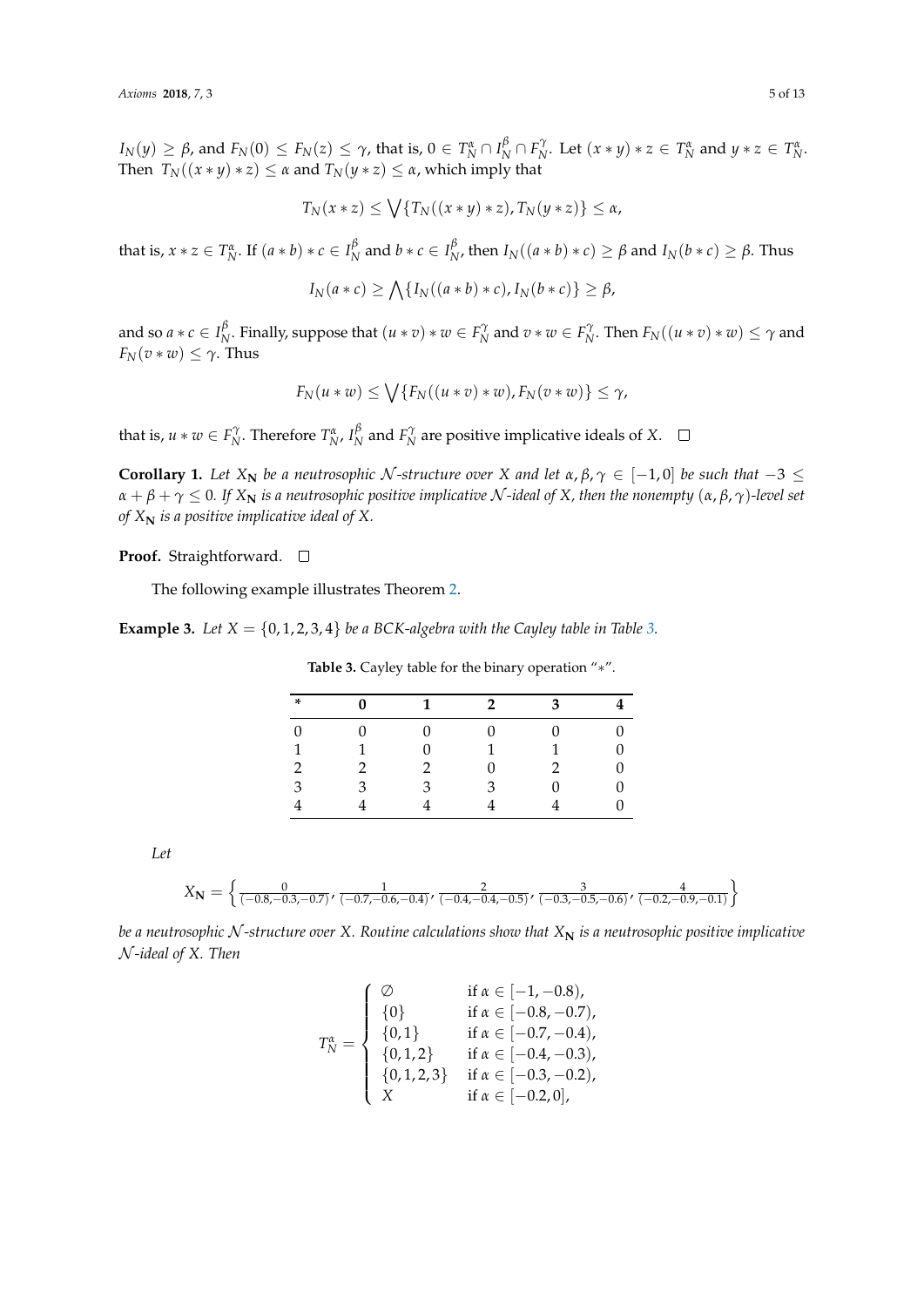$I_N(y) \geq \beta$, and $F_N(0) \leq F_N(z) \leq \gamma$, that is, $0 \in T_N^\alpha \cap I_N^\beta \cap F_N^\gamma$. Let $(x*y)*z \in T_N^\alpha$ and $y*z \in T_N^\alpha$. Then $T_N((x*y)*z) \leq \alpha$ and $T_N(y*z) \leq \alpha$, which imply that

$$T_N(x*z) \leq \bigvee\{T_N((x*y)*z), T_N(y*z)\} \leq \alpha,$$

that is, $x*z \in T_N^\alpha$. If $(a*b)*c \in I_N^\beta$ and $b*c \in I_N^\beta$, then $I_N((a*b)*c) \geq \beta$ and $I_N(b*c) \geq \beta$. Thus

$$I_N(a*c) \geq \bigwedge\{I_N((a*b)*c), I_N(b*c)\} \geq \beta,$$

and so $a*c \in I_N^\beta$. Finally, suppose that $(u*v)*w \in F_N^\gamma$ and $v*w \in F_N^\gamma$. Then $F_N((u*v)*w) \leq \gamma$ and $F_N(v*w) \leq \gamma$. Thus

$$F_N(u*w) \leq \bigvee\{F_N((u*v)*w), F_N(v*w)\} \leq \gamma,$$

that is, $u*w \in F_N^\gamma$. Therefore $T_N^\alpha$, $I_N^\beta$ and $F_N^\gamma$ are positive implicative ideals of $X$. □

**Corollary 1.** *Let $X_{\mathbf{N}}$ be a neutrosophic $\mathcal{N}$-structure over $X$ and let $\alpha, \beta, \gamma \in [-1, 0]$ be such that $-3 \leq \alpha + \beta + \gamma \leq 0$. If $X_{\mathbf{N}}$ is a neutrosophic positive implicative $\mathcal{N}$-ideal of $X$, then the nonempty $(\alpha, \beta, \gamma)$-level set of $X_{\mathbf{N}}$ is a positive implicative ideal of $X$.*

**Proof.** Straightforward. □

The following example illustrates Theorem 2.

**Example 3.** *Let $X = \{0, 1, 2, 3, 4\}$ be a BCK-algebra with the Cayley table in Table 3.*

**Table 3.** Cayley table for the binary operation "$*$".

| * | 0 | 1 | 2 | 3 | 4 |
|---|---|---|---|---|---|
| 0 | 0 | 0 | 0 | 0 | 0 |
| 1 | 1 | 0 | 1 | 1 | 0 |
| 2 | 2 | 2 | 0 | 2 | 0 |
| 3 | 3 | 3 | 3 | 0 | 0 |
| 4 | 4 | 4 | 4 | 4 | 0 |

*Let*

$$X_{\mathbf{N}} = \left\{ \frac{0}{(-0.8, -0.3, -0.7)}, \frac{1}{(-0.7, -0.6, -0.4)}, \frac{2}{(-0.4, -0.4, -0.5)}, \frac{3}{(-0.3, -0.5, -0.6)}, \frac{4}{(-0.2, -0.9, -0.1)} \right\}$$

*be a neutrosophic $\mathcal{N}$-structure over $X$. Routine calculations show that $X_{\mathbf{N}}$ is a neutrosophic positive implicative $\mathcal{N}$-ideal of $X$. Then*

$$T_N^\alpha = \begin{cases} \emptyset & \text{if } \alpha \in [-1, -0.8), \\ \{0\} & \text{if } \alpha \in [-0.8, -0.7), \\ \{0, 1\} & \text{if } \alpha \in [-0.7, -0.4), \\ \{0, 1, 2\} & \text{if } \alpha \in [-0.4, -0.3), \\ \{0, 1, 2, 3\} & \text{if } \alpha \in [-0.3, -0.2), \\ X & \text{if } \alpha \in [-0.2, 0], \end{cases}$$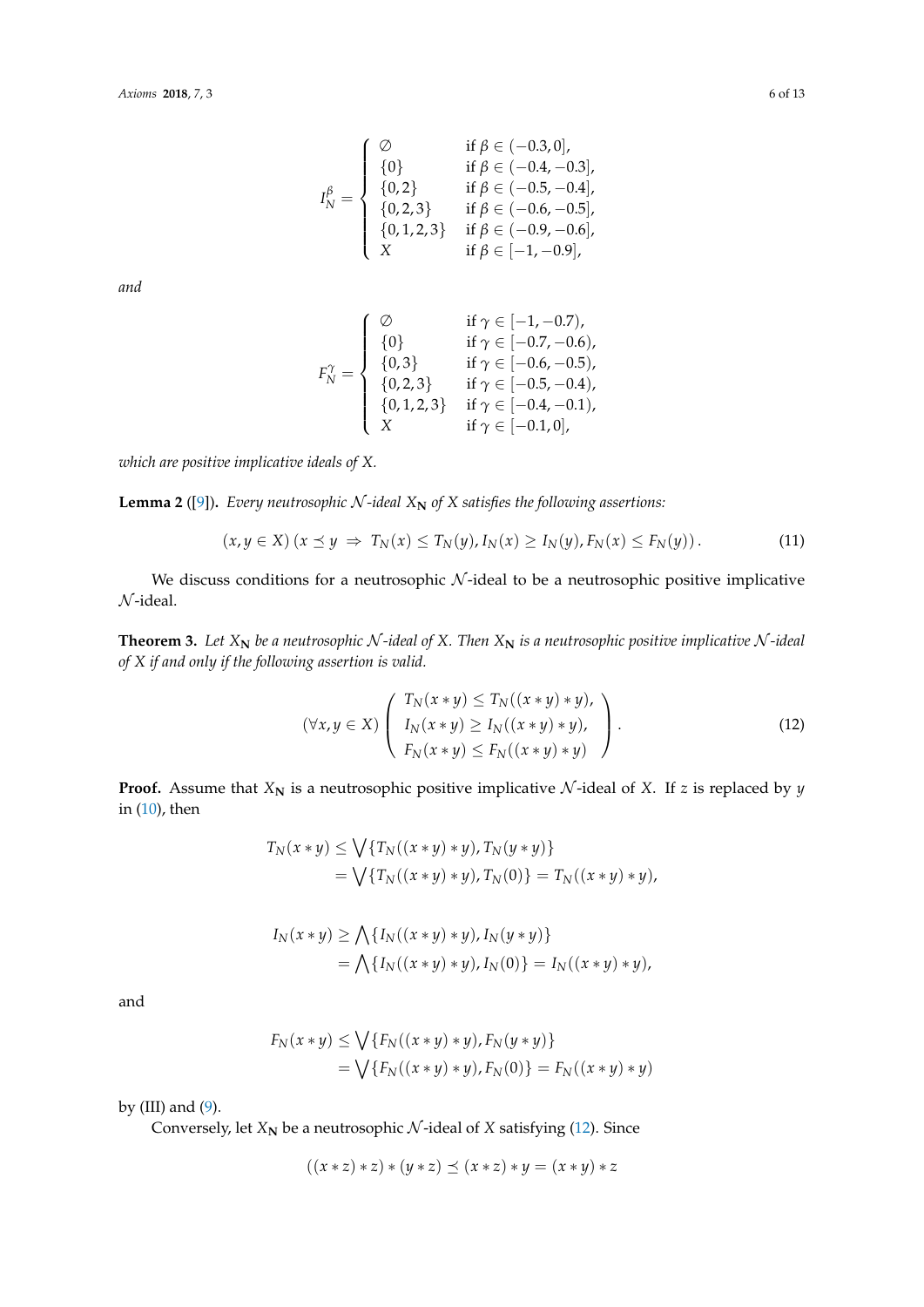$$I_N^\beta = \begin{cases} \emptyset & \text{if } \beta \in (-0.3, 0], \\ \{0\} & \text{if } \beta \in (-0.4, -0.3], \\ \{0, 2\} & \text{if } \beta \in (-0.5, -0.4], \\ \{0, 2, 3\} & \text{if } \beta \in (-0.6, -0.5], \\ \{0, 1, 2, 3\} & \text{if } \beta \in (-0.9, -0.6], \\ X & \text{if } \beta \in [-1, -0.9], \end{cases}$$

*and*

$$F_N^\gamma = \begin{cases} \emptyset & \text{if } \gamma \in [-1, -0.7), \\ \{0\} & \text{if } \gamma \in [-0.7, -0.6), \\ \{0, 3\} & \text{if } \gamma \in [-0.6, -0.5), \\ \{0, 2, 3\} & \text{if } \gamma \in [-0.5, -0.4), \\ \{0, 1, 2, 3\} & \text{if } \gamma \in [-0.4, -0.1), \\ X & \text{if } \gamma \in [-0.1, 0], \end{cases}$$

*which are positive implicative ideals of X.*

**Lemma 2** ([9]). *Every neutrosophic $\mathcal{N}$-ideal $X_{\mathbf{N}}$ of X satisfies the following assertions:*

$$(x, y \in X)\ (x \preceq y \ \Rightarrow\ T_N(x) \le T_N(y), I_N(x) \ge I_N(y), F_N(x) \le F_N(y)). \tag{11}$$

We discuss conditions for a neutrosophic $\mathcal{N}$-ideal to be a neutrosophic positive implicative $\mathcal{N}$-ideal.

**Theorem 3.** *Let $X_{\mathbf{N}}$ be a neutrosophic $\mathcal{N}$-ideal of X. Then $X_{\mathbf{N}}$ is a neutrosophic positive implicative $\mathcal{N}$-ideal of X if and only if the following assertion is valid.*

$$(\forall x, y \in X) \begin{pmatrix} T_N(x * y) \le T_N((x * y) * y), \\ I_N(x * y) \ge I_N((x * y) * y), \\ F_N(x * y) \le F_N((x * y) * y) \end{pmatrix}. \tag{12}$$

**Proof.** Assume that $X_{\mathbf{N}}$ is a neutrosophic positive implicative $\mathcal{N}$-ideal of $X$. If $z$ is replaced by $y$ in (10), then

$$\begin{aligned} T_N(x * y) &\le \bigvee \{T_N((x * y) * y), T_N(y * y)\} \\ &= \bigvee \{T_N((x * y) * y), T_N(0)\} = T_N((x * y) * y), \end{aligned}$$

$$\begin{aligned} I_N(x * y) &\ge \bigwedge \{I_N((x * y) * y), I_N(y * y)\} \\ &= \bigwedge \{I_N((x * y) * y), I_N(0)\} = I_N((x * y) * y), \end{aligned}$$

and

$$\begin{aligned} F_N(x * y) &\le \bigvee \{F_N((x * y) * y), F_N(y * y)\} \\ &= \bigvee \{F_N((x * y) * y), F_N(0)\} = F_N((x * y) * y) \end{aligned}$$

by (III) and (9).

Conversely, let $X_{\mathbf{N}}$ be a neutrosophic $\mathcal{N}$-ideal of $X$ satisfying (12). Since

$$((x * z) * z) * (y * z) \preceq (x * z) * y = (x * y) * z$$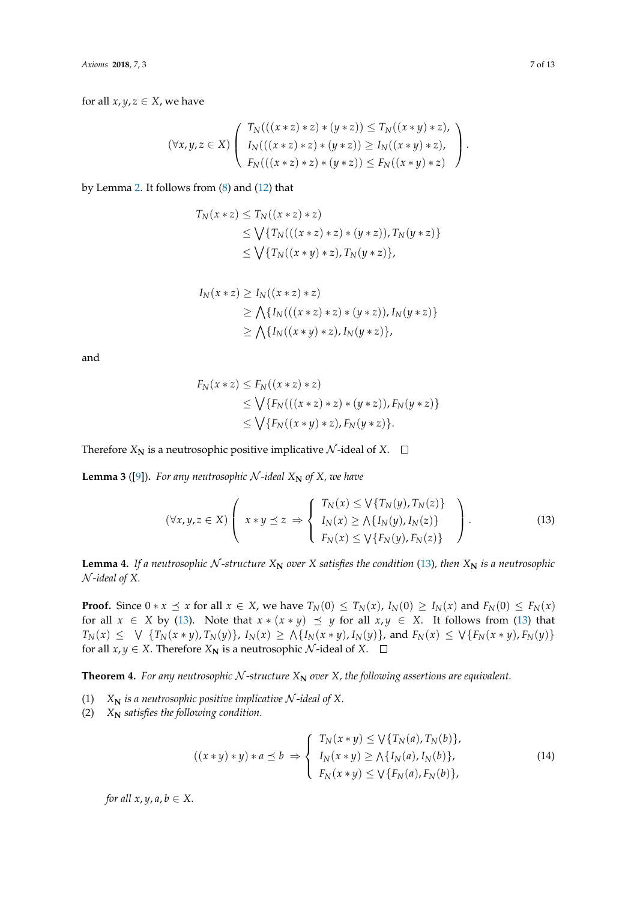for all $x, y, z \in X$, we have

$$(\forall x, y, z \in X) \left( \begin{array}{l} T_N(((x * z) * z) * (y * z)) \leq T_N((x * y) * z), \\ I_N(((x * z) * z) * (y * z)) \geq I_N((x * y) * z), \\ F_N(((x * z) * z) * (y * z)) \leq F_N((x * y) * z) \end{array} \right).$$

by Lemma 2. It follows from (8) and (12) that

$$\begin{aligned} T_N(x * z) &\leq T_N((x * z) * z) \\ &\leq \bigvee\{T_N(((x * z) * z) * (y * z)), T_N(y * z)\} \\ &\leq \bigvee\{T_N((x * y) * z), T_N(y * z)\}, \end{aligned}$$

$$\begin{aligned} I_N(x * z) &\geq I_N((x * z) * z) \\ &\geq \bigwedge\{I_N(((x * z) * z) * (y * z)), I_N(y * z)\} \\ &\geq \bigwedge\{I_N((x * y) * z), I_N(y * z)\}, \end{aligned}$$

and

$$\begin{aligned} F_N(x * z) &\leq F_N((x * z) * z) \\ &\leq \bigvee\{F_N(((x * z) * z) * (y * z)), F_N(y * z)\} \\ &\leq \bigvee\{F_N((x * y) * z), F_N(y * z)\}. \end{aligned}$$

Therefore $X_{\mathbf{N}}$ is a neutrosophic positive implicative $\mathcal{N}$-ideal of $X$. □

**Lemma 3** ([9])**.** *For any neutrosophic $\mathcal{N}$-ideal $X_{\mathbf{N}}$ of $X$, we have*

$$(\forall x, y, z \in X) \left( x * y \preceq z \Rightarrow \left\{ \begin{array}{l} T_N(x) \leq \bigvee\{T_N(y), T_N(z)\} \\ I_N(x) \geq \bigwedge\{I_N(y), I_N(z)\} \\ F_N(x) \leq \bigvee\{F_N(y), F_N(z)\} \end{array} \right. \right). \tag{13}$$

**Lemma 4.** *If a neutrosophic $\mathcal{N}$-structure $X_{\mathbf{N}}$ over $X$ satisfies the condition (13), then $X_{\mathbf{N}}$ is a neutrosophic $\mathcal{N}$-ideal of $X$.*

**Proof.** Since $0 * x \preceq x$ for all $x \in X$, we have $T_N(0) \leq T_N(x)$, $I_N(0) \geq I_N(x)$ and $F_N(0) \leq F_N(x)$ for all $x \in X$ by (13). Note that $x * (x * y) \preceq y$ for all $x, y \in X$. It follows from (13) that $T_N(x) \leq \bigvee\{T_N(x * y), T_N(y)\}$, $I_N(x) \geq \bigwedge\{I_N(x * y), I_N(y)\}$, and $F_N(x) \leq \bigvee\{F_N(x * y), F_N(y)\}$ for all $x, y \in X$. Therefore $X_{\mathbf{N}}$ is a neutrosophic $\mathcal{N}$-ideal of $X$. □

**Theorem 4.** *For any neutrosophic $\mathcal{N}$-structure $X_{\mathbf{N}}$ over $X$, the following assertions are equivalent.*

(1) *$X_{\mathbf{N}}$ is a neutrosophic positive implicative $\mathcal{N}$-ideal of $X$.*
(2) *$X_{\mathbf{N}}$ satisfies the following condition.*

$$((x * y) * y) * a \preceq b \Rightarrow \left\{ \begin{array}{l} T_N(x * y) \leq \bigvee\{T_N(a), T_N(b)\}, \\ I_N(x * y) \geq \bigwedge\{I_N(a), I_N(b)\}, \\ F_N(x * y) \leq \bigvee\{F_N(a), F_N(b)\}, \end{array} \right. \tag{14}$$

*for all $x, y, a, b \in X$.*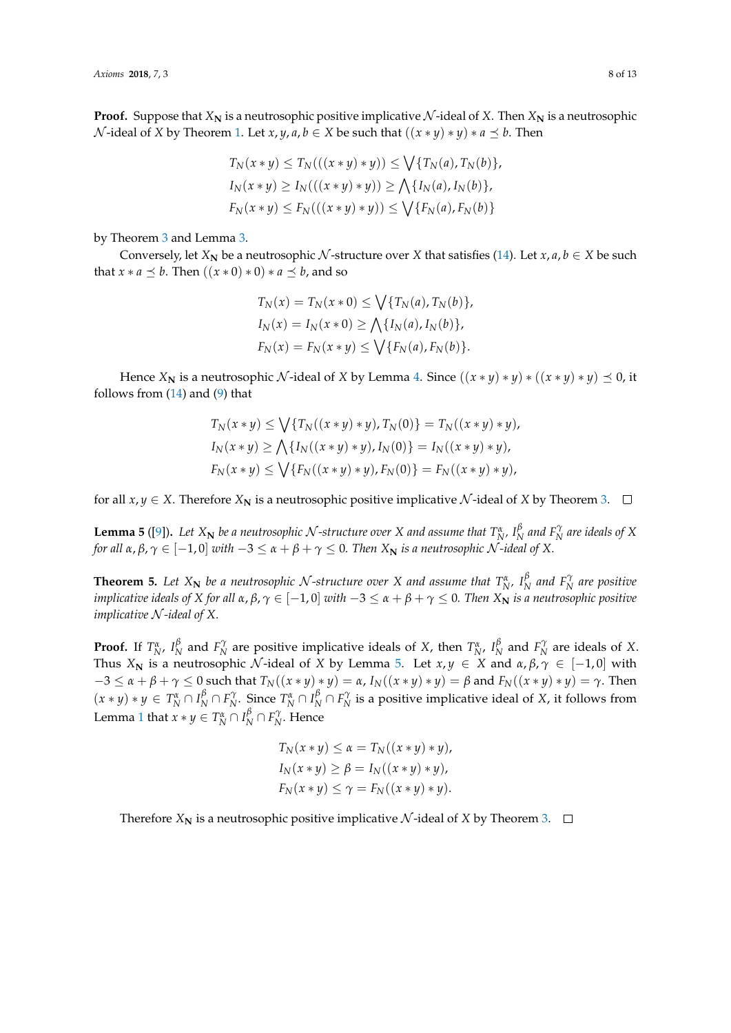**Proof.** Suppose that $X_{\mathbf{N}}$ is a neutrosophic positive implicative $\mathcal{N}$-ideal of $X$. Then $X_{\mathbf{N}}$ is a neutrosophic $\mathcal{N}$-ideal of $X$ by Theorem 1. Let $x, y, a, b \in X$ be such that $((x * y) * y) * a \preceq b$. Then

$$
\begin{aligned}
T_N(x * y) &\leq T_N(((x * y) * y)) \leq \bigvee\{T_N(a), T_N(b)\},\\
I_N(x * y) &\geq I_N(((x * y) * y)) \geq \bigwedge\{I_N(a), I_N(b)\},\\
F_N(x * y) &\leq F_N(((x * y) * y)) \leq \bigvee\{F_N(a), F_N(b)\}
\end{aligned}
$$

by Theorem 3 and Lemma 3.

Conversely, let $X_{\mathbf{N}}$ be a neutrosophic $\mathcal{N}$-structure over $X$ that satisfies (14). Let $x, a, b \in X$ be such that $x * a \preceq b$. Then $((x * 0) * 0) * a \preceq b$, and so

$$
\begin{aligned}
T_N(x) &= T_N(x * 0) \leq \bigvee\{T_N(a), T_N(b)\},\\
I_N(x) &= I_N(x * 0) \geq \bigwedge\{I_N(a), I_N(b)\},\\
F_N(x) &= F_N(x * y) \leq \bigvee\{F_N(a), F_N(b)\}.
\end{aligned}
$$

Hence $X_{\mathbf{N}}$ is a neutrosophic $\mathcal{N}$-ideal of $X$ by Lemma 4. Since $((x * y) * y) * ((x * y) * y) \preceq 0$, it follows from (14) and (9) that

$$
\begin{aligned}
T_N(x * y) &\leq \bigvee\{T_N((x * y) * y), T_N(0)\} = T_N((x * y) * y),\\
I_N(x * y) &\geq \bigwedge\{I_N((x * y) * y), I_N(0)\} = I_N((x * y) * y),\\
F_N(x * y) &\leq \bigvee\{F_N((x * y) * y), F_N(0)\} = F_N((x * y) * y),
\end{aligned}
$$

for all $x, y \in X$. Therefore $X_{\mathbf{N}}$ is a neutrosophic positive implicative $\mathcal{N}$-ideal of $X$ by Theorem 3. □

**Lemma 5** ([9]). *Let $X_{\mathbf{N}}$ be a neutrosophic $\mathcal{N}$-structure over $X$ and assume that $T_N^{\alpha}$, $I_N^{\beta}$ and $F_N^{\gamma}$ are ideals of $X$ for all $\alpha, \beta, \gamma \in [-1, 0]$ with $-3 \leq \alpha + \beta + \gamma \leq 0$. Then $X_{\mathbf{N}}$ is a neutrosophic $\mathcal{N}$-ideal of $X$.*

**Theorem 5.** *Let $X_{\mathbf{N}}$ be a neutrosophic $\mathcal{N}$-structure over $X$ and assume that $T_N^{\alpha}$, $I_N^{\beta}$ and $F_N^{\gamma}$ are positive implicative ideals of $X$ for all $\alpha, \beta, \gamma \in [-1, 0]$ with $-3 \leq \alpha + \beta + \gamma \leq 0$. Then $X_{\mathbf{N}}$ is a neutrosophic positive implicative $\mathcal{N}$-ideal of $X$.*

**Proof.** If $T_N^{\alpha}$, $I_N^{\beta}$ and $F_N^{\gamma}$ are positive implicative ideals of $X$, then $T_N^{\alpha}$, $I_N^{\beta}$ and $F_N^{\gamma}$ are ideals of $X$. Thus $X_{\mathbf{N}}$ is a neutrosophic $\mathcal{N}$-ideal of $X$ by Lemma 5. Let $x, y \in X$ and $\alpha, \beta, \gamma \in [-1, 0]$ with $-3 \leq \alpha + \beta + \gamma \leq 0$ such that $T_N((x * y) * y) = \alpha$, $I_N((x * y) * y) = \beta$ and $F_N((x * y) * y) = \gamma$. Then $(x * y) * y \in T_N^{\alpha} \cap I_N^{\beta} \cap F_N^{\gamma}$. Since $T_N^{\alpha} \cap I_N^{\beta} \cap F_N^{\gamma}$ is a positive implicative ideal of $X$, it follows from Lemma 1 that $x * y \in T_N^{\alpha} \cap I_N^{\beta} \cap F_N^{\gamma}$. Hence

$$
\begin{aligned}
T_N(x * y) &\leq \alpha = T_N((x * y) * y),\\
I_N(x * y) &\geq \beta = I_N((x * y) * y),\\
F_N(x * y) &\leq \gamma = F_N((x * y) * y).
\end{aligned}
$$

Therefore $X_{\mathbf{N}}$ is a neutrosophic positive implicative $\mathcal{N}$-ideal of $X$ by Theorem 3. □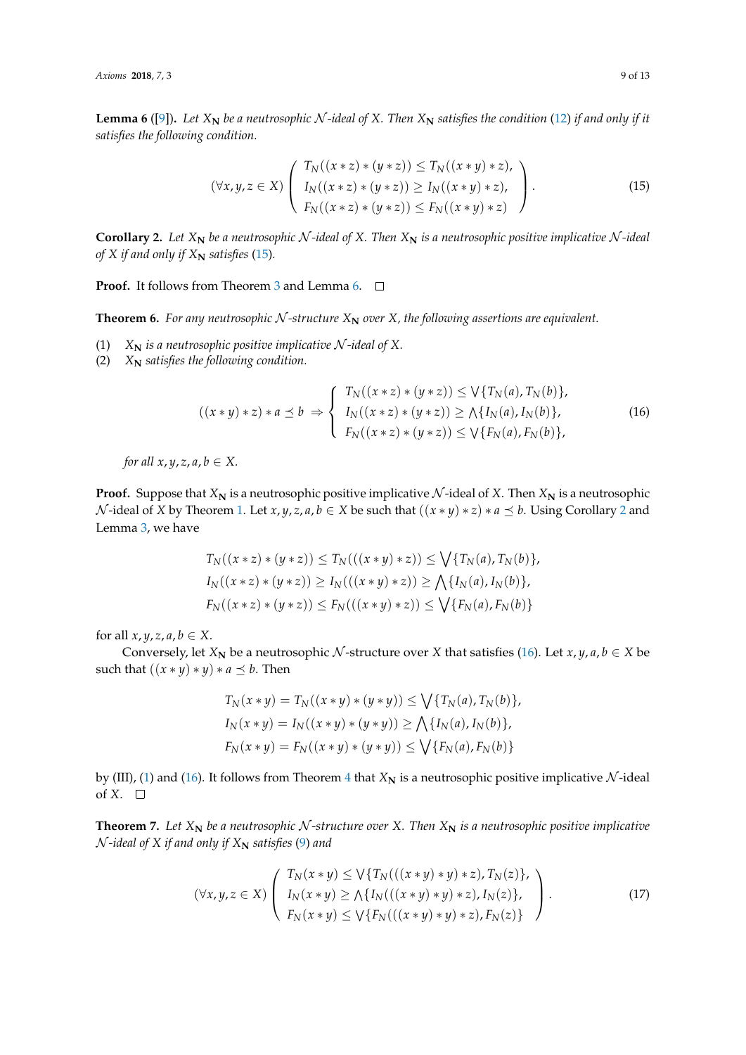**Lemma 6** ([9]). *Let $X_{\mathbf{N}}$ be a neutrosophic $\mathcal{N}$-ideal of $X$. Then $X_{\mathbf{N}}$ satisfies the condition (12) if and only if it satisfies the following condition.*

$$(\forall x, y, z \in X) \left( \begin{array}{l} T_N((x*z)*(y*z)) \leq T_N((x*y)*z), \\ I_N((x*z)*(y*z)) \geq I_N((x*y)*z), \\ F_N((x*z)*(y*z)) \leq F_N((x*y)*z) \end{array} \right). \tag{15}$$

**Corollary 2.** *Let $X_{\mathbf{N}}$ be a neutrosophic $\mathcal{N}$-ideal of $X$. Then $X_{\mathbf{N}}$ is a neutrosophic positive implicative $\mathcal{N}$-ideal of $X$ if and only if $X_{\mathbf{N}}$ satisfies (15).*

**Proof.** It follows from Theorem 3 and Lemma 6. □

**Theorem 6.** *For any neutrosophic $\mathcal{N}$-structure $X_{\mathbf{N}}$ over $X$, the following assertions are equivalent.*

(1) $X_{\mathbf{N}}$ *is a neutrosophic positive implicative $\mathcal{N}$-ideal of $X$.*
(2) $X_{\mathbf{N}}$ *satisfies the following condition.*

$$((x*y)*z)*a \preceq b \Rightarrow \left\{ \begin{array}{l} T_N((x*z)*(y*z)) \leq \bigvee\{T_N(a), T_N(b)\}, \\ I_N((x*z)*(y*z)) \geq \bigwedge\{I_N(a), I_N(b)\}, \\ F_N((x*z)*(y*z)) \leq \bigvee\{F_N(a), F_N(b)\}, \end{array} \right. \tag{16}$$

*for all $x, y, z, a, b \in X$.*

**Proof.** Suppose that $X_{\mathbf{N}}$ is a neutrosophic positive implicative $\mathcal{N}$-ideal of $X$. Then $X_{\mathbf{N}}$ is a neutrosophic $\mathcal{N}$-ideal of $X$ by Theorem 1. Let $x, y, z, a, b \in X$ be such that $((x*y)*z)*a \preceq b$. Using Corollary 2 and Lemma 3, we have

$$\begin{array}{l} T_N((x*z)*(y*z)) \leq T_N(((x*y)*z)) \leq \bigvee\{T_N(a), T_N(b)\}, \\ I_N((x*z)*(y*z)) \geq I_N(((x*y)*z)) \geq \bigwedge\{I_N(a), I_N(b)\}, \\ F_N((x*z)*(y*z)) \leq F_N(((x*y)*z)) \leq \bigvee\{F_N(a), F_N(b)\} \end{array}$$

for all $x, y, z, a, b \in X$.

Conversely, let $X_{\mathbf{N}}$ be a neutrosophic $\mathcal{N}$-structure over $X$ that satisfies (16). Let $x, y, a, b \in X$ be such that $((x*y)*y)*a \preceq b$. Then

$$\begin{array}{l} T_N(x*y) = T_N((x*y)*(y*y)) \leq \bigvee\{T_N(a), T_N(b)\}, \\ I_N(x*y) = I_N((x*y)*(y*y)) \geq \bigwedge\{I_N(a), I_N(b)\}, \\ F_N(x*y) = F_N((x*y)*(y*y)) \leq \bigvee\{F_N(a), F_N(b)\} \end{array}$$

by (III), (1) and (16). It follows from Theorem 4 that $X_{\mathbf{N}}$ is a neutrosophic positive implicative $\mathcal{N}$-ideal of $X$. □

**Theorem 7.** *Let $X_{\mathbf{N}}$ be a neutrosophic $\mathcal{N}$-structure over $X$. Then $X_{\mathbf{N}}$ is a neutrosophic positive implicative $\mathcal{N}$-ideal of $X$ if and only if $X_{\mathbf{N}}$ satisfies (9) and*

$$(\forall x, y, z \in X) \left( \begin{array}{l} T_N(x*y) \leq \bigvee\{T_N(((x*y)*y)*z), T_N(z)\}, \\ I_N(x*y) \geq \bigwedge\{I_N(((x*y)*y)*z), I_N(z)\}, \\ F_N(x*y) \leq \bigvee\{F_N(((x*y)*y)*z), F_N(z)\} \end{array} \right). \tag{17}$$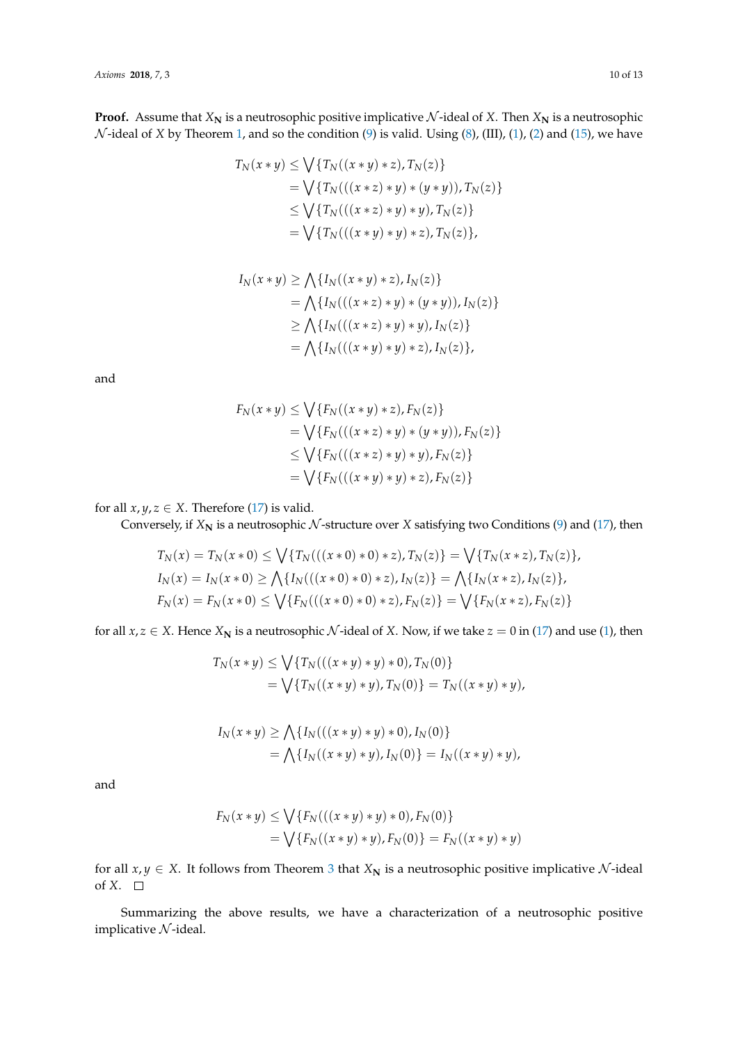**Proof.** Assume that $X_{\mathbf{N}}$ is a neutrosophic positive implicative $\mathcal{N}$-ideal of $X$. Then $X_{\mathbf{N}}$ is a neutrosophic $\mathcal{N}$-ideal of $X$ by Theorem 1, and so the condition (9) is valid. Using (8), (III), (1), (2) and (15), we have

$$
\begin{aligned}
T_N(x * y) &\leq \bigvee\{T_N((x * y) * z), T_N(z)\} \\
&= \bigvee\{T_N(((x * z) * y) * (y * y)), T_N(z)\} \\
&\leq \bigvee\{T_N(((x * z) * y) * y), T_N(z)\} \\
&= \bigvee\{T_N(((x * y) * y) * z), T_N(z)\},
\end{aligned}
$$

$$
\begin{aligned}
I_N(x * y) &\geq \bigwedge\{I_N((x * y) * z), I_N(z)\} \\
&= \bigwedge\{I_N(((x * z) * y) * (y * y)), I_N(z)\} \\
&\geq \bigwedge\{I_N(((x * z) * y) * y), I_N(z)\} \\
&= \bigwedge\{I_N(((x * y) * y) * z), I_N(z)\},
\end{aligned}
$$

and

$$
\begin{aligned}
F_N(x * y) &\leq \bigvee\{F_N((x * y) * z), F_N(z)\} \\
&= \bigvee\{F_N(((x * z) * y) * (y * y)), F_N(z)\} \\
&\leq \bigvee\{F_N(((x * z) * y) * y), F_N(z)\} \\
&= \bigvee\{F_N(((x * y) * y) * z), F_N(z)\}
\end{aligned}
$$

for all $x, y, z \in X$. Therefore (17) is valid.

Conversely, if $X_{\mathbf{N}}$ is a neutrosophic $\mathcal{N}$-structure over $X$ satisfying two Conditions (9) and (17), then

$$
\begin{aligned}
T_N(x) = T_N(x * 0) &\leq \bigvee\{T_N(((x * 0) * 0) * z), T_N(z)\} = \bigvee\{T_N(x * z), T_N(z)\}, \\
I_N(x) = I_N(x * 0) &\geq \bigwedge\{I_N(((x * 0) * 0) * z), I_N(z)\} = \bigwedge\{I_N(x * z), I_N(z)\}, \\
F_N(x) = F_N(x * 0) &\leq \bigvee\{F_N(((x * 0) * 0) * z), F_N(z)\} = \bigvee\{F_N(x * z), F_N(z)\}
\end{aligned}
$$

for all $x, z \in X$. Hence $X_{\mathbf{N}}$ is a neutrosophic $\mathcal{N}$-ideal of $X$. Now, if we take $z = 0$ in (17) and use (1), then

$$
\begin{aligned}
T_N(x * y) &\leq \bigvee\{T_N(((x * y) * y) * 0), T_N(0)\} \\
&= \bigvee\{T_N((x * y) * y), T_N(0)\} = T_N((x * y) * y),
\end{aligned}
$$

$$
\begin{aligned}
I_N(x * y) &\geq \bigwedge\{I_N(((x * y) * y) * 0), I_N(0)\} \\
&= \bigwedge\{I_N((x * y) * y), I_N(0)\} = I_N((x * y) * y),
\end{aligned}
$$

and

$$
\begin{aligned}
F_N(x * y) &\leq \bigvee\{F_N(((x * y) * y) * 0), F_N(0)\} \\
&= \bigvee\{F_N((x * y) * y), F_N(0)\} = F_N((x * y) * y)
\end{aligned}
$$

for all $x, y \in X$. It follows from Theorem 3 that $X_{\mathbf{N}}$ is a neutrosophic positive implicative $\mathcal{N}$-ideal of $X$. $\square$

Summarizing the above results, we have a characterization of a neutrosophic positive implicative $\mathcal{N}$-ideal.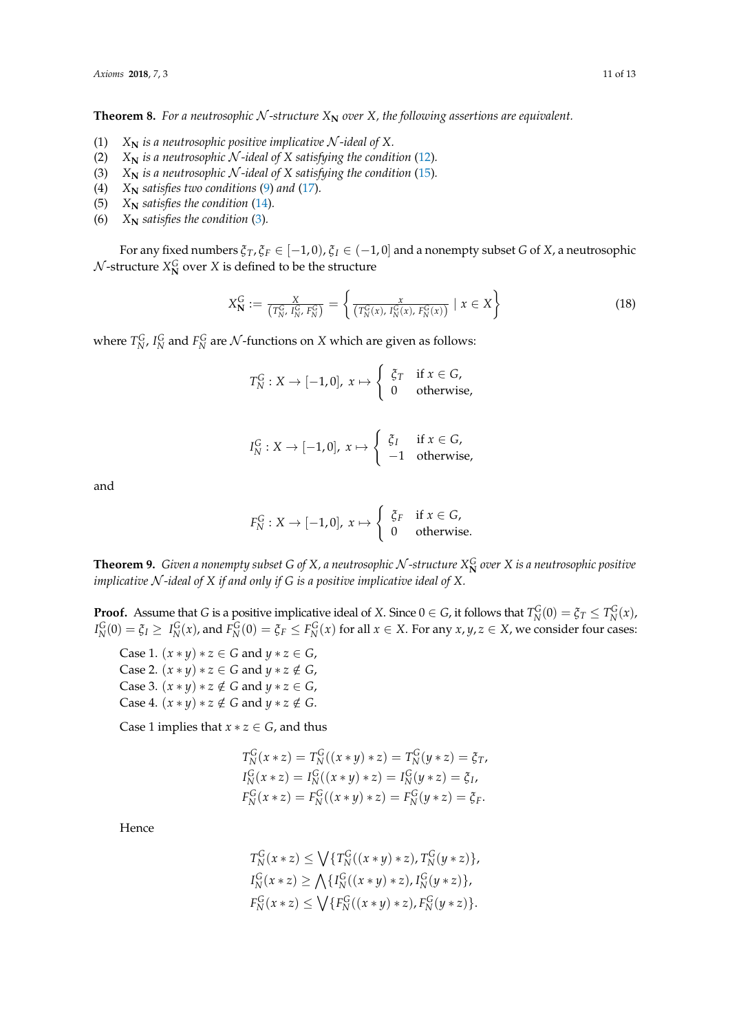**Theorem 8.** *For a neutrosophic $\mathcal{N}$-structure $X_{\mathbf{N}}$ over $X$, the following assertions are equivalent.*

(1) $X_{\mathbf{N}}$ *is a neutrosophic positive implicative $\mathcal{N}$-ideal of $X$.*
(2) $X_{\mathbf{N}}$ *is a neutrosophic $\mathcal{N}$-ideal of $X$ satisfying the condition (12).*
(3) $X_{\mathbf{N}}$ *is a neutrosophic $\mathcal{N}$-ideal of $X$ satisfying the condition (15).*
(4) $X_{\mathbf{N}}$ *satisfies two conditions (9) and (17).*
(5) $X_{\mathbf{N}}$ *satisfies the condition (14).*
(6) $X_{\mathbf{N}}$ *satisfies the condition (3).*

For any fixed numbers $\xi_T, \xi_F \in [-1, 0)$, $\xi_I \in (-1, 0]$ and a nonempty subset $G$ of $X$, a neutrosophic $\mathcal{N}$-structure $X_{\mathbf{N}}^G$ over $X$ is defined to be the structure

$$X_{\mathbf{N}}^G := \frac{X}{(T_N^G, I_N^G, F_N^G)} = \left\{ \frac{x}{(T_N^G(x), I_N^G(x), F_N^G(x))} \mid x \in X \right\} \tag{18}$$

where $T_N^G$, $I_N^G$ and $F_N^G$ are $\mathcal{N}$-functions on $X$ which are given as follows:

$$T_N^G : X \to [-1, 0],\ x \mapsto \begin{cases} \xi_T & \text{if } x \in G, \\ 0 & \text{otherwise,} \end{cases}$$

$$I_N^G : X \to [-1, 0],\ x \mapsto \begin{cases} \xi_I & \text{if } x \in G, \\ -1 & \text{otherwise,} \end{cases}$$

and

$$F_N^G : X \to [-1, 0],\ x \mapsto \begin{cases} \xi_F & \text{if } x \in G, \\ 0 & \text{otherwise.} \end{cases}$$

**Theorem 9.** *Given a nonempty subset $G$ of $X$, a neutrosophic $\mathcal{N}$-structure $X_{\mathbf{N}}^G$ over $X$ is a neutrosophic positive implicative $\mathcal{N}$-ideal of $X$ if and only if $G$ is a positive implicative ideal of $X$.*

**Proof.** Assume that $G$ is a positive implicative ideal of $X$. Since $0 \in G$, it follows that $T_N^G(0) = \xi_T \leq T_N^G(x)$, $I_N^G(0) = \xi_I \geq I_N^G(x)$, and $F_N^G(0) = \xi_F \leq F_N^G(x)$ for all $x \in X$. For any $x, y, z \in X$, we consider four cases:

Case 1. $(x * y) * z \in G$ and $y * z \in G$,
Case 2. $(x * y) * z \in G$ and $y * z \notin G$,
Case 3. $(x * y) * z \notin G$ and $y * z \in G$,
Case 4. $(x * y) * z \notin G$ and $y * z \notin G$.

Case 1 implies that $x * z \in G$, and thus

$$T_N^G(x * z) = T_N^G((x * y) * z) = T_N^G(y * z) = \xi_T,$$
$$I_N^G(x * z) = I_N^G((x * y) * z) = I_N^G(y * z) = \xi_I,$$
$$F_N^G(x * z) = F_N^G((x * y) * z) = F_N^G(y * z) = \xi_F.$$

Hence

$$T_N^G(x * z) \leq \bigvee \{T_N^G((x * y) * z), T_N^G(y * z)\},$$
$$I_N^G(x * z) \geq \bigwedge \{I_N^G((x * y) * z), I_N^G(y * z)\},$$
$$F_N^G(x * z) \leq \bigvee \{F_N^G((x * y) * z), F_N^G(y * z)\}.$$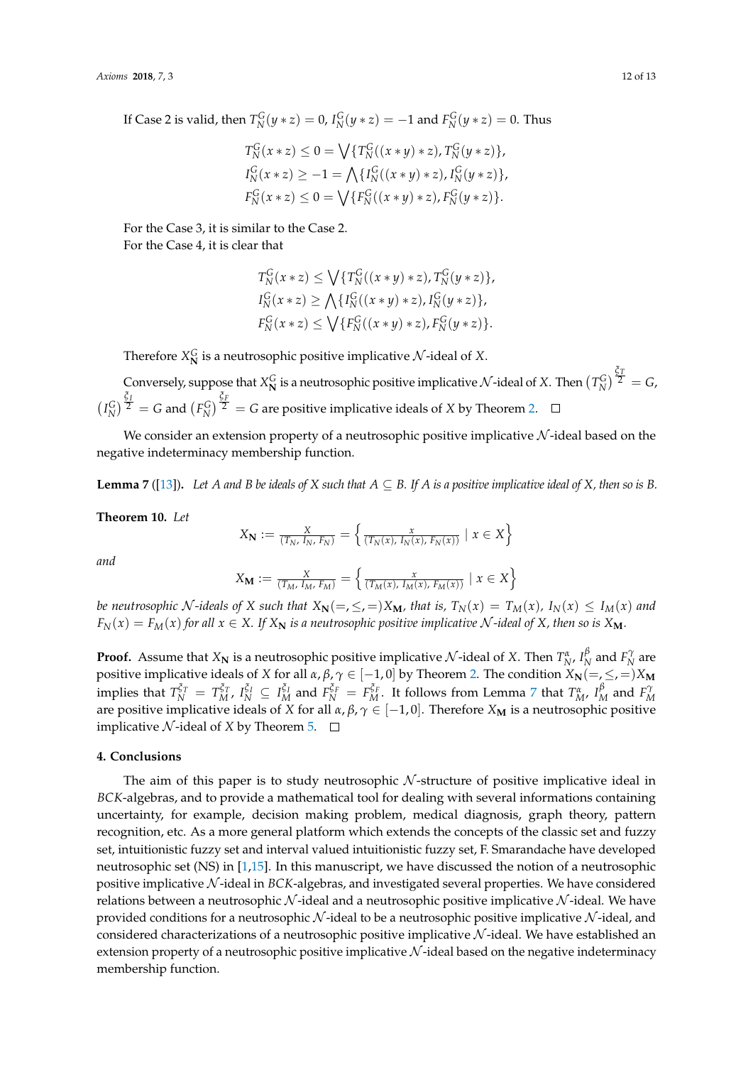If Case 2 is valid, then $T_N^G(y * z) = 0$, $I_N^G(y * z) = -1$ and $F_N^G(y * z) = 0$. Thus

$$T_N^G(x * z) \leq 0 = \bigvee\{T_N^G((x * y) * z), T_N^G(y * z)\},$$
$$I_N^G(x * z) \geq -1 = \bigwedge\{I_N^G((x * y) * z), I_N^G(y * z)\},$$
$$F_N^G(x * z) \leq 0 = \bigvee\{F_N^G((x * y) * z), F_N^G(y * z)\}.$$

For the Case 3, it is similar to the Case 2.
For the Case 4, it is clear that

$$T_N^G(x * z) \leq \bigvee\{T_N^G((x * y) * z), T_N^G(y * z)\},$$
$$I_N^G(x * z) \geq \bigwedge\{I_N^G((x * y) * z), I_N^G(y * z)\},$$
$$F_N^G(x * z) \leq \bigvee\{F_N^G((x * y) * z), F_N^G(y * z)\}.$$

Therefore $X_{\mathbf{N}}^G$ is a neutrosophic positive implicative $\mathcal{N}$-ideal of $X$.

Conversely, suppose that $X_{\mathbf{N}}^G$ is a neutrosophic positive implicative $\mathcal{N}$-ideal of $X$. Then $(T_N^G)^{\frac{\xi_T}{2}} = G$, $(I_N^G)^{\frac{\xi_I}{2}} = G$ and $(F_N^G)^{\frac{\xi_F}{2}} = G$ are positive implicative ideals of $X$ by Theorem 2. $\square$

We consider an extension property of a neutrosophic positive implicative $\mathcal{N}$-ideal based on the negative indeterminacy membership function.

**Lemma 7** ([13]). *Let $A$ and $B$ be ideals of $X$ such that $A \subseteq B$. If $A$ is a positive implicative ideal of $X$, then so is $B$.*

**Theorem 10.** *Let*

$$X_{\mathbf{N}} := \frac{X}{(T_N, I_N, F_N)} = \left\{ \frac{x}{(T_N(x), I_N(x), F_N(x))} \mid x \in X \right\}$$

*and*

$$X_{\mathbf{M}} := \frac{X}{(T_M, I_M, F_M)} = \left\{ \frac{x}{(T_M(x), I_M(x), F_M(x))} \mid x \in X \right\}$$

*be neutrosophic $\mathcal{N}$-ideals of $X$ such that $X_{\mathbf{N}}(=, \leq, =)X_{\mathbf{M}}$, that is, $T_N(x) = T_M(x)$, $I_N(x) \leq I_M(x)$ and $F_N(x) = F_M(x)$ for all $x \in X$. If $X_{\mathbf{N}}$ is a neutrosophic positive implicative $\mathcal{N}$-ideal of $X$, then so is $X_{\mathbf{M}}$.*

**Proof.** Assume that $X_{\mathbf{N}}$ is a neutrosophic positive implicative $\mathcal{N}$-ideal of $X$. Then $T_N^\alpha$, $I_N^\beta$ and $F_N^\gamma$ are positive implicative ideals of $X$ for all $\alpha, \beta, \gamma \in [-1, 0]$ by Theorem 2. The condition $X_{\mathbf{N}}(=, \leq, =)X_{\mathbf{M}}$ implies that $T_N^{\xi_T} = T_M^{\xi_T}$, $I_N^{\xi_I} \subseteq I_M^{\xi_I}$ and $F_N^{\xi_F} = F_M^{\xi_F}$. It follows from Lemma 7 that $T_M^\alpha$, $I_M^\beta$ and $F_M^\gamma$ are positive implicative ideals of $X$ for all $\alpha, \beta, \gamma \in [-1, 0]$. Therefore $X_{\mathbf{M}}$ is a neutrosophic positive implicative $\mathcal{N}$-ideal of $X$ by Theorem 5. $\square$

## 4. Conclusions

The aim of this paper is to study neutrosophic $\mathcal{N}$-structure of positive implicative ideal in *BCK*-algebras, and to provide a mathematical tool for dealing with several informations containing uncertainty, for example, decision making problem, medical diagnosis, graph theory, pattern recognition, etc. As a more general platform which extends the concepts of the classic set and fuzzy set, intuitionistic fuzzy set and interval valued intuitionistic fuzzy set, F. Smarandache have developed neutrosophic set (NS) in [1,15]. In this manuscript, we have discussed the notion of a neutrosophic positive implicative $\mathcal{N}$-ideal in *BCK*-algebras, and investigated several properties. We have considered relations between a neutrosophic $\mathcal{N}$-ideal and a neutrosophic positive implicative $\mathcal{N}$-ideal. We have provided conditions for a neutrosophic $\mathcal{N}$-ideal to be a neutrosophic positive implicative $\mathcal{N}$-ideal, and considered characterizations of a neutrosophic positive implicative $\mathcal{N}$-ideal. We have established an extension property of a neutrosophic positive implicative $\mathcal{N}$-ideal based on the negative indeterminacy membership function.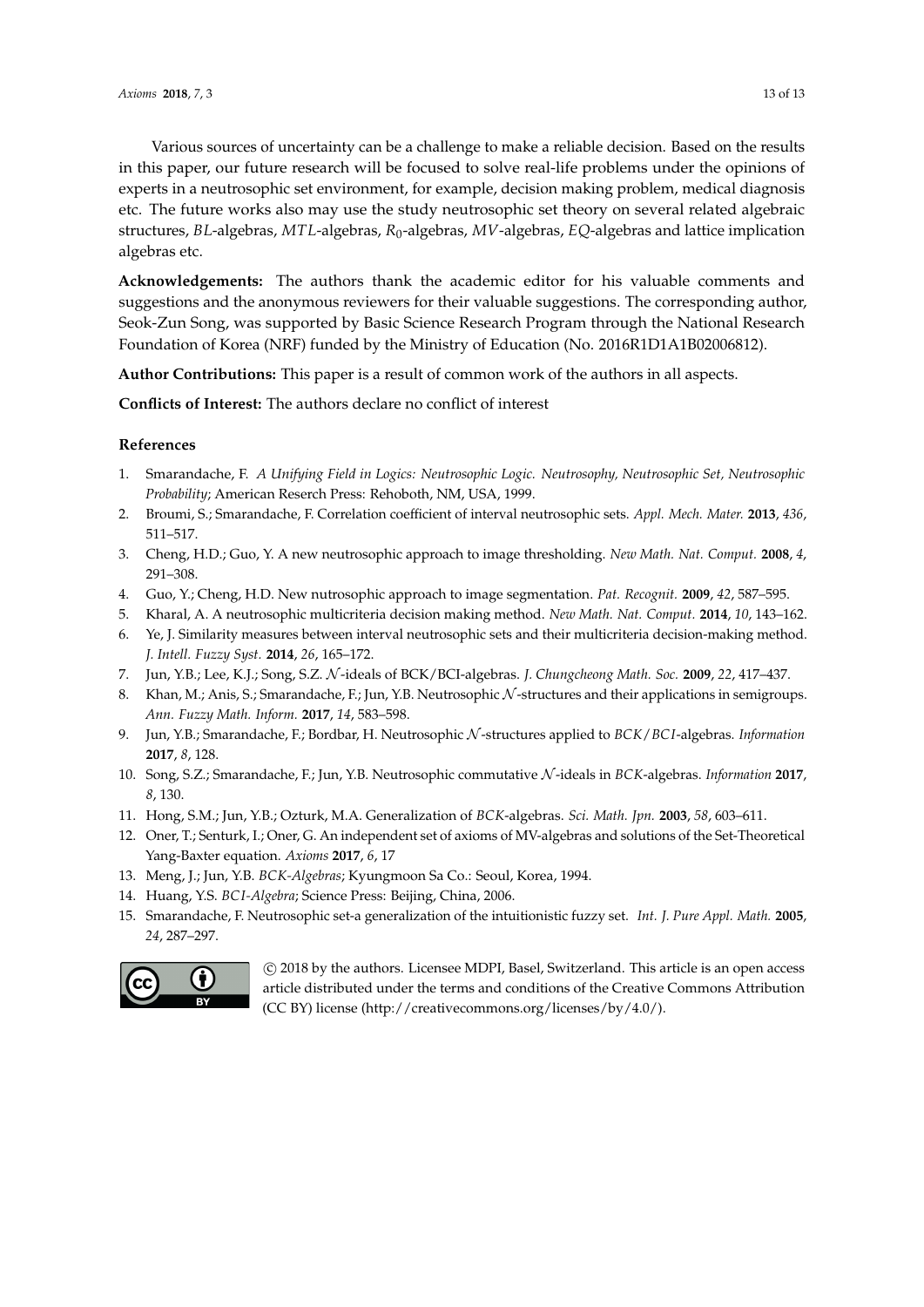Various sources of uncertainty can be a challenge to make a reliable decision. Based on the results in this paper, our future research will be focused to solve real-life problems under the opinions of experts in a neutrosophic set environment, for example, decision making problem, medical diagnosis etc. The future works also may use the study neutrosophic set theory on several related algebraic structures, $BL$-algebras, $MTL$-algebras, $R_0$-algebras, $MV$-algebras, $EQ$-algebras and lattice implication algebras etc.

**Acknowledgements:** The authors thank the academic editor for his valuable comments and suggestions and the anonymous reviewers for their valuable suggestions. The corresponding author, Seok-Zun Song, was supported by Basic Science Research Program through the National Research Foundation of Korea (NRF) funded by the Ministry of Education (No. 2016R1D1A1B02006812).

**Author Contributions:** This paper is a result of common work of the authors in all aspects.

**Conflicts of Interest:** The authors declare no conflict of interest

## References

1. Smarandache, F. *A Unifying Field in Logics: Neutrosophic Logic. Neutrosophy, Neutrosophic Set, Neutrosophic Probability*; American Reserch Press: Rehoboth, NM, USA, 1999.
2. Broumi, S.; Smarandache, F. Correlation coefficient of interval neutrosophic sets. *Appl. Mech. Mater.* **2013**, *436*, 511–517.
3. Cheng, H.D.; Guo, Y. A new neutrosophic approach to image thresholding. *New Math. Nat. Comput.* **2008**, *4*, 291–308.
4. Guo, Y.; Cheng, H.D. New nutrosophic approach to image segmentation. *Pat. Recognit.* **2009**, *42*, 587–595.
5. Kharal, A. A neutrosophic multicriteria decision making method. *New Math. Nat. Comput.* **2014**, *10*, 143–162.
6. Ye, J. Similarity measures between interval neutrosophic sets and their multicriteria decision-making method. *J. Intell. Fuzzy Syst.* **2014**, *26*, 165–172.
7. Jun, Y.B.; Lee, K.J.; Song, S.Z. $\mathcal{N}$-ideals of BCK/BCI-algebras. *J. Chungcheong Math. Soc.* **2009**, *22*, 417–437.
8. Khan, M.; Anis, S.; Smarandache, F.; Jun, Y.B. Neutrosophic $\mathcal{N}$-structures and their applications in semigroups. *Ann. Fuzzy Math. Inform.* **2017**, *14*, 583–598.
9. Jun, Y.B.; Smarandache, F.; Bordbar, H. Neutrosophic $\mathcal{N}$-structures applied to $BCK/BCI$-algebras. *Information* **2017**, *8*, 128.
10. Song, S.Z.; Smarandache, F.; Jun, Y.B. Neutrosophic commutative $\mathcal{N}$-ideals in $BCK$-algebras. *Information* **2017**, *8*, 130.
11. Hong, S.M.; Jun, Y.B.; Ozturk, M.A. Generalization of $BCK$-algebras. *Sci. Math. Jpn.* **2003**, *58*, 603–611.
12. Oner, T.; Senturk, I.; Oner, G. An independent set of axioms of MV-algebras and solutions of the Set-Theoretical Yang-Baxter equation. *Axioms* **2017**, *6*, 17
13. Meng, J.; Jun, Y.B. *BCK-Algebras*; Kyungmoon Sa Co.: Seoul, Korea, 1994.
14. Huang, Y.S. *BCI-Algebra*; Science Press: Beijing, China, 2006.
15. Smarandache, F. Neutrosophic set-a generalization of the intuitionistic fuzzy set. *Int. J. Pure Appl. Math.* **2005**, *24*, 287–297.

© 2018 by the authors. Licensee MDPI, Basel, Switzerland. This article is an open access article distributed under the terms and conditions of the Creative Commons Attribution (CC BY) license (http://creativecommons.org/licenses/by/4.0/).